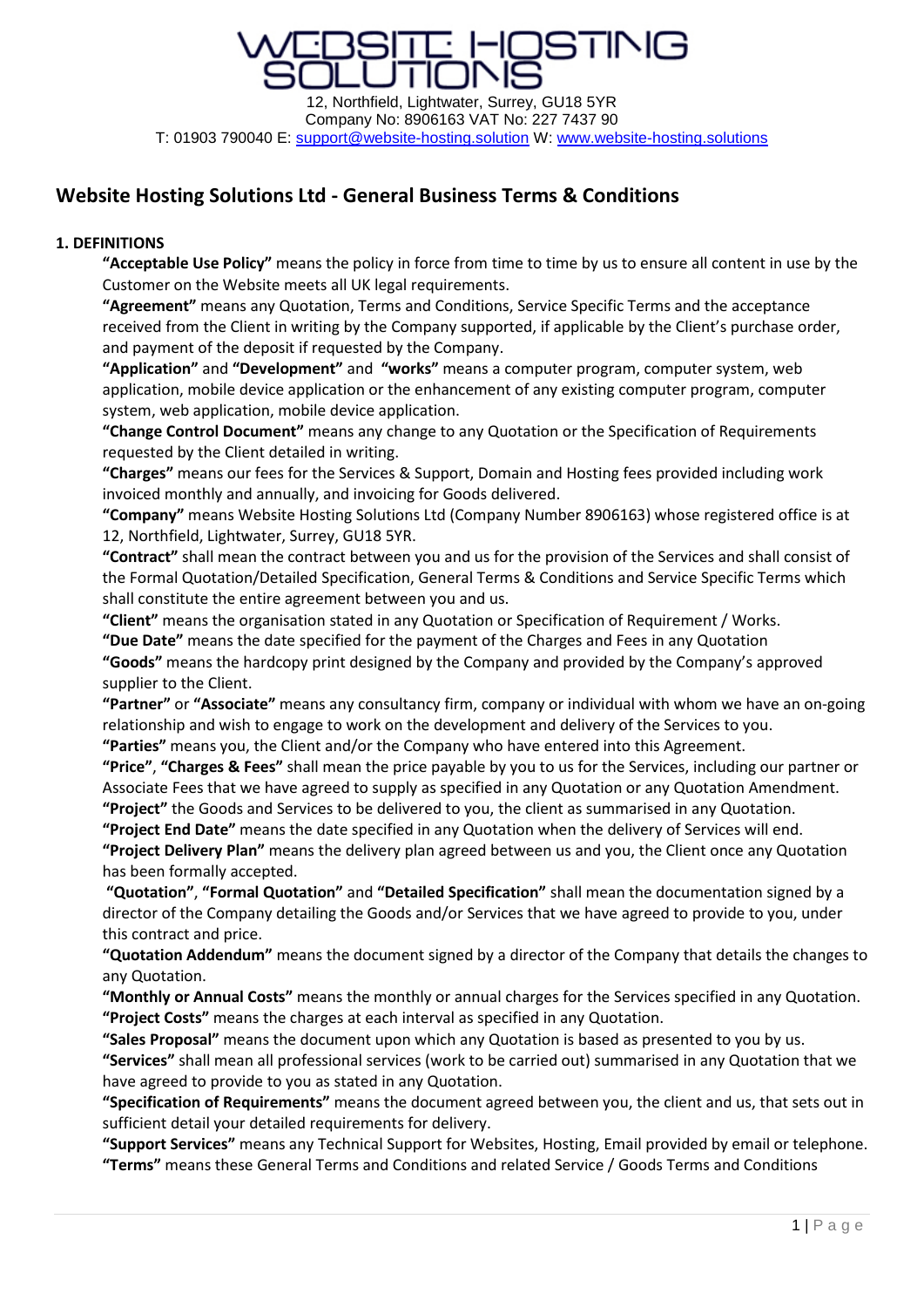WEBSITE HOSTING SOLUTIONS

12, Northfield, Lightwater, Surrey, GU18 5YR
Company No: 8906163 VAT No: 227 7437 90
T: 01903 790040 E: support@website-hosting.solution W: www.website-hosting.solutions

## Website Hosting Solutions Ltd - General Business Terms & Conditions

### 1. DEFINITIONS

**"Acceptable Use Policy"** means the policy in force from time to time by us to ensure all content in use by the Customer on the Website meets all UK legal requirements.

**"Agreement"** means any Quotation, Terms and Conditions, Service Specific Terms and the acceptance received from the Client in writing by the Company supported, if applicable by the Client's purchase order, and payment of the deposit if requested by the Company.

**"Application"** and **"Development"** and **"works"** means a computer program, computer system, web application, mobile device application or the enhancement of any existing computer program, computer system, web application, mobile device application.

**"Change Control Document"** means any change to any Quotation or the Specification of Requirements requested by the Client detailed in writing.

**"Charges"** means our fees for the Services & Support, Domain and Hosting fees provided including work invoiced monthly and annually, and invoicing for Goods delivered.

**"Company"** means Website Hosting Solutions Ltd (Company Number 8906163) whose registered office is at 12, Northfield, Lightwater, Surrey, GU18 5YR.

**"Contract"** shall mean the contract between you and us for the provision of the Services and shall consist of the Formal Quotation/Detailed Specification, General Terms & Conditions and Service Specific Terms which shall constitute the entire agreement between you and us.

**"Client"** means the organisation stated in any Quotation or Specification of Requirement / Works.

**"Due Date"** means the date specified for the payment of the Charges and Fees in any Quotation

**"Goods"** means the hardcopy print designed by the Company and provided by the Company's approved supplier to the Client.

**"Partner"** or **"Associate"** means any consultancy firm, company or individual with whom we have an on-going relationship and wish to engage to work on the development and delivery of the Services to you.

**"Parties"** means you, the Client and/or the Company who have entered into this Agreement.

**"Price"**, **"Charges & Fees"** shall mean the price payable by you to us for the Services, including our partner or Associate Fees that we have agreed to supply as specified in any Quotation or any Quotation Amendment.

**"Project"** the Goods and Services to be delivered to you, the client as summarised in any Quotation.

**"Project End Date"** means the date specified in any Quotation when the delivery of Services will end.

**"Project Delivery Plan"** means the delivery plan agreed between us and you, the Client once any Quotation has been formally accepted.

**"Quotation"**, **"Formal Quotation"** and **"Detailed Specification"** shall mean the documentation signed by a director of the Company detailing the Goods and/or Services that we have agreed to provide to you, under this contract and price.

**"Quotation Addendum"** means the document signed by a director of the Company that details the changes to any Quotation.

**"Monthly or Annual Costs"** means the monthly or annual charges for the Services specified in any Quotation.

**"Project Costs"** means the charges at each interval as specified in any Quotation.

**"Sales Proposal"** means the document upon which any Quotation is based as presented to you by us.

**"Services"** shall mean all professional services (work to be carried out) summarised in any Quotation that we have agreed to provide to you as stated in any Quotation.

**"Specification of Requirements"** means the document agreed between you, the client and us, that sets out in sufficient detail your detailed requirements for delivery.

**"Support Services"** means any Technical Support for Websites, Hosting, Email provided by email or telephone.

**"Terms"** means these General Terms and Conditions and related Service / Goods Terms and Conditions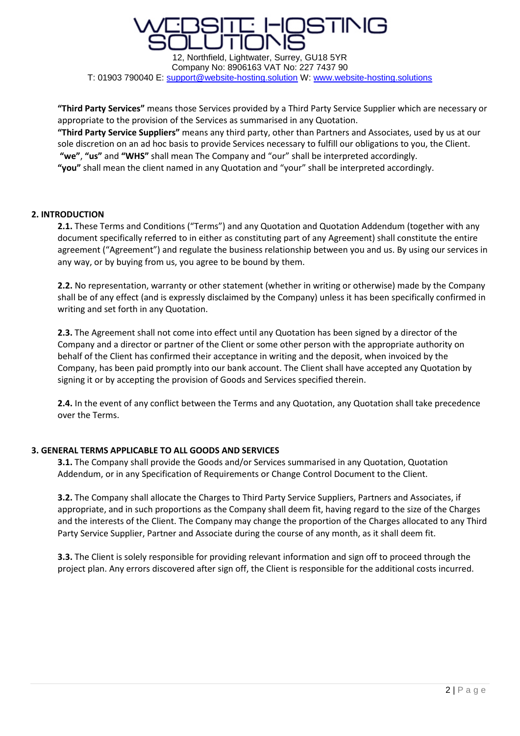**"Third Party Services"** means those Services provided by a Third Party Service Supplier which are necessary or appropriate to the provision of the Services as summarised in any Quotation.

**"Third Party Service Suppliers"** means any third party, other than Partners and Associates, used by us at our sole discretion on an ad hoc basis to provide Services necessary to fulfill our obligations to you, the Client.

**"we"**, **"us"** and **"WHS"** shall mean The Company and "our" shall be interpreted accordingly.

**"you"** shall mean the client named in any Quotation and "your" shall be interpreted accordingly.

## 2. INTRODUCTION

**2.1.** These Terms and Conditions ("Terms") and any Quotation and Quotation Addendum (together with any document specifically referred to in either as constituting part of any Agreement) shall constitute the entire agreement ("Agreement") and regulate the business relationship between you and us. By using our services in any way, or by buying from us, you agree to be bound by them.

**2.2.** No representation, warranty or other statement (whether in writing or otherwise) made by the Company shall be of any effect (and is expressly disclaimed by the Company) unless it has been specifically confirmed in writing and set forth in any Quotation.

**2.3.** The Agreement shall not come into effect until any Quotation has been signed by a director of the Company and a director or partner of the Client or some other person with the appropriate authority on behalf of the Client has confirmed their acceptance in writing and the deposit, when invoiced by the Company, has been paid promptly into our bank account. The Client shall have accepted any Quotation by signing it or by accepting the provision of Goods and Services specified therein.

**2.4.** In the event of any conflict between the Terms and any Quotation, any Quotation shall take precedence over the Terms.

## 3. GENERAL TERMS APPLICABLE TO ALL GOODS AND SERVICES

**3.1.** The Company shall provide the Goods and/or Services summarised in any Quotation, Quotation Addendum, or in any Specification of Requirements or Change Control Document to the Client.

**3.2.** The Company shall allocate the Charges to Third Party Service Suppliers, Partners and Associates, if appropriate, and in such proportions as the Company shall deem fit, having regard to the size of the Charges and the interests of the Client. The Company may change the proportion of the Charges allocated to any Third Party Service Supplier, Partner and Associate during the course of any month, as it shall deem fit.

**3.3.** The Client is solely responsible for providing relevant information and sign off to proceed through the project plan. Any errors discovered after sign off, the Client is responsible for the additional costs incurred.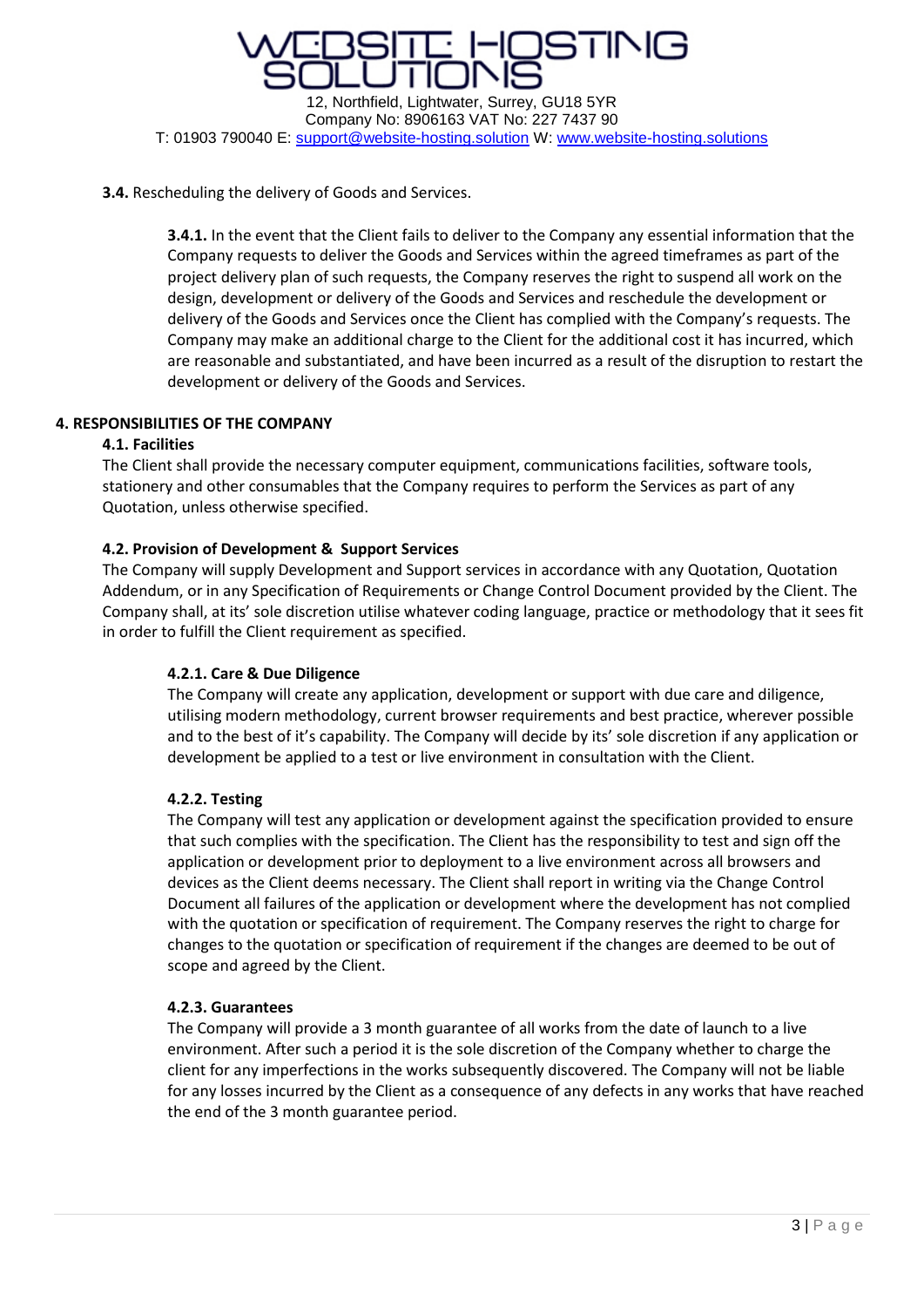**3.4.** Rescheduling the delivery of Goods and Services.

**3.4.1.** In the event that the Client fails to deliver to the Company any essential information that the Company requests to deliver the Goods and Services within the agreed timeframes as part of the project delivery plan of such requests, the Company reserves the right to suspend all work on the design, development or delivery of the Goods and Services and reschedule the development or delivery of the Goods and Services once the Client has complied with the Company's requests. The Company may make an additional charge to the Client for the additional cost it has incurred, which are reasonable and substantiated, and have been incurred as a result of the disruption to restart the development or delivery of the Goods and Services.

## 4. RESPONSIBILITIES OF THE COMPANY

### 4.1. Facilities

The Client shall provide the necessary computer equipment, communications facilities, software tools, stationery and other consumables that the Company requires to perform the Services as part of any Quotation, unless otherwise specified.

### 4.2. Provision of Development & Support Services

The Company will supply Development and Support services in accordance with any Quotation, Quotation Addendum, or in any Specification of Requirements or Change Control Document provided by the Client. The Company shall, at its' sole discretion utilise whatever coding language, practice or methodology that it sees fit in order to fulfill the Client requirement as specified.

#### 4.2.1. Care & Due Diligence

The Company will create any application, development or support with due care and diligence, utilising modern methodology, current browser requirements and best practice, wherever possible and to the best of it's capability. The Company will decide by its' sole discretion if any application or development be applied to a test or live environment in consultation with the Client.

#### 4.2.2. Testing

The Company will test any application or development against the specification provided to ensure that such complies with the specification. The Client has the responsibility to test and sign off the application or development prior to deployment to a live environment across all browsers and devices as the Client deems necessary. The Client shall report in writing via the Change Control Document all failures of the application or development where the development has not complied with the quotation or specification of requirement. The Company reserves the right to charge for changes to the quotation or specification of requirement if the changes are deemed to be out of scope and agreed by the Client.

#### 4.2.3. Guarantees

The Company will provide a 3 month guarantee of all works from the date of launch to a live environment. After such a period it is the sole discretion of the Company whether to charge the client for any imperfections in the works subsequently discovered. The Company will not be liable for any losses incurred by the Client as a consequence of any defects in any works that have reached the end of the 3 month guarantee period.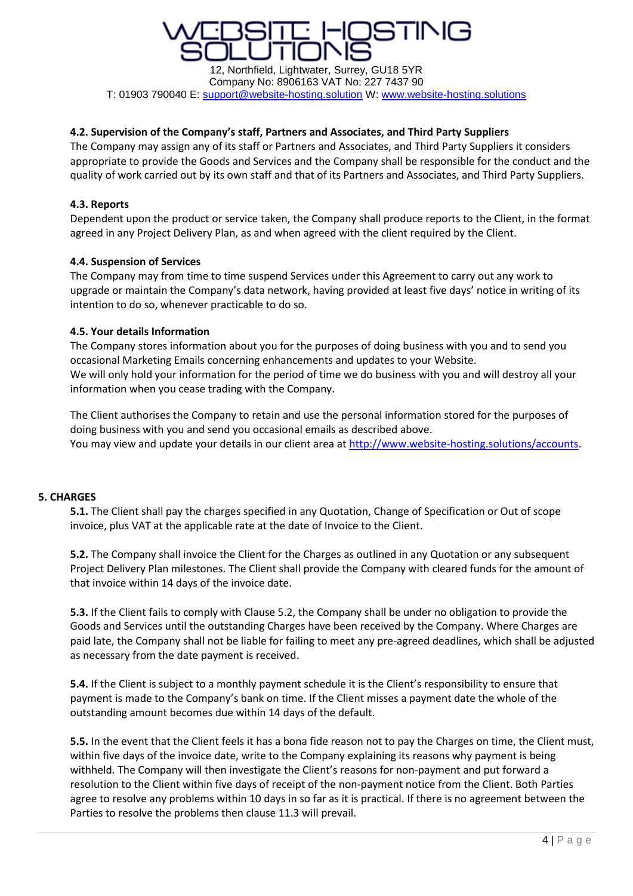#### 4.2. Supervision of the Company's staff, Partners and Associates, and Third Party Suppliers

The Company may assign any of its staff or Partners and Associates, and Third Party Suppliers it considers appropriate to provide the Goods and Services and the Company shall be responsible for the conduct and the quality of work carried out by its own staff and that of its Partners and Associates, and Third Party Suppliers.

#### 4.3. Reports

Dependent upon the product or service taken, the Company shall produce reports to the Client, in the format agreed in any Project Delivery Plan, as and when agreed with the client required by the Client.

#### 4.4. Suspension of Services

The Company may from time to time suspend Services under this Agreement to carry out any work to upgrade or maintain the Company's data network, having provided at least five days' notice in writing of its intention to do so, whenever practicable to do so.

#### 4.5. Your details Information

The Company stores information about you for the purposes of doing business with you and to send you occasional Marketing Emails concerning enhancements and updates to your Website.
We will only hold your information for the period of time we do business with you and will destroy all your information when you cease trading with the Company.

The Client authorises the Company to retain and use the personal information stored for the purposes of doing business with you and send you occasional emails as described above.
You may view and update your details in our client area at http://www.website-hosting.solutions/accounts.

### 5. CHARGES

**5.1.** The Client shall pay the charges specified in any Quotation, Change of Specification or Out of scope invoice, plus VAT at the applicable rate at the date of Invoice to the Client.

**5.2.** The Company shall invoice the Client for the Charges as outlined in any Quotation or any subsequent Project Delivery Plan milestones. The Client shall provide the Company with cleared funds for the amount of that invoice within 14 days of the invoice date.

**5.3.** If the Client fails to comply with Clause 5.2, the Company shall be under no obligation to provide the Goods and Services until the outstanding Charges have been received by the Company. Where Charges are paid late, the Company shall not be liable for failing to meet any pre-agreed deadlines, which shall be adjusted as necessary from the date payment is received.

**5.4.** If the Client is subject to a monthly payment schedule it is the Client's responsibility to ensure that payment is made to the Company's bank on time. If the Client misses a payment date the whole of the outstanding amount becomes due within 14 days of the default.

**5.5.** In the event that the Client feels it has a bona fide reason not to pay the Charges on time, the Client must, within five days of the invoice date, write to the Company explaining its reasons why payment is being withheld. The Company will then investigate the Client's reasons for non-payment and put forward a resolution to the Client within five days of receipt of the non-payment notice from the Client. Both Parties agree to resolve any problems within 10 days in so far as it is practical. If there is no agreement between the Parties to resolve the problems then clause 11.3 will prevail.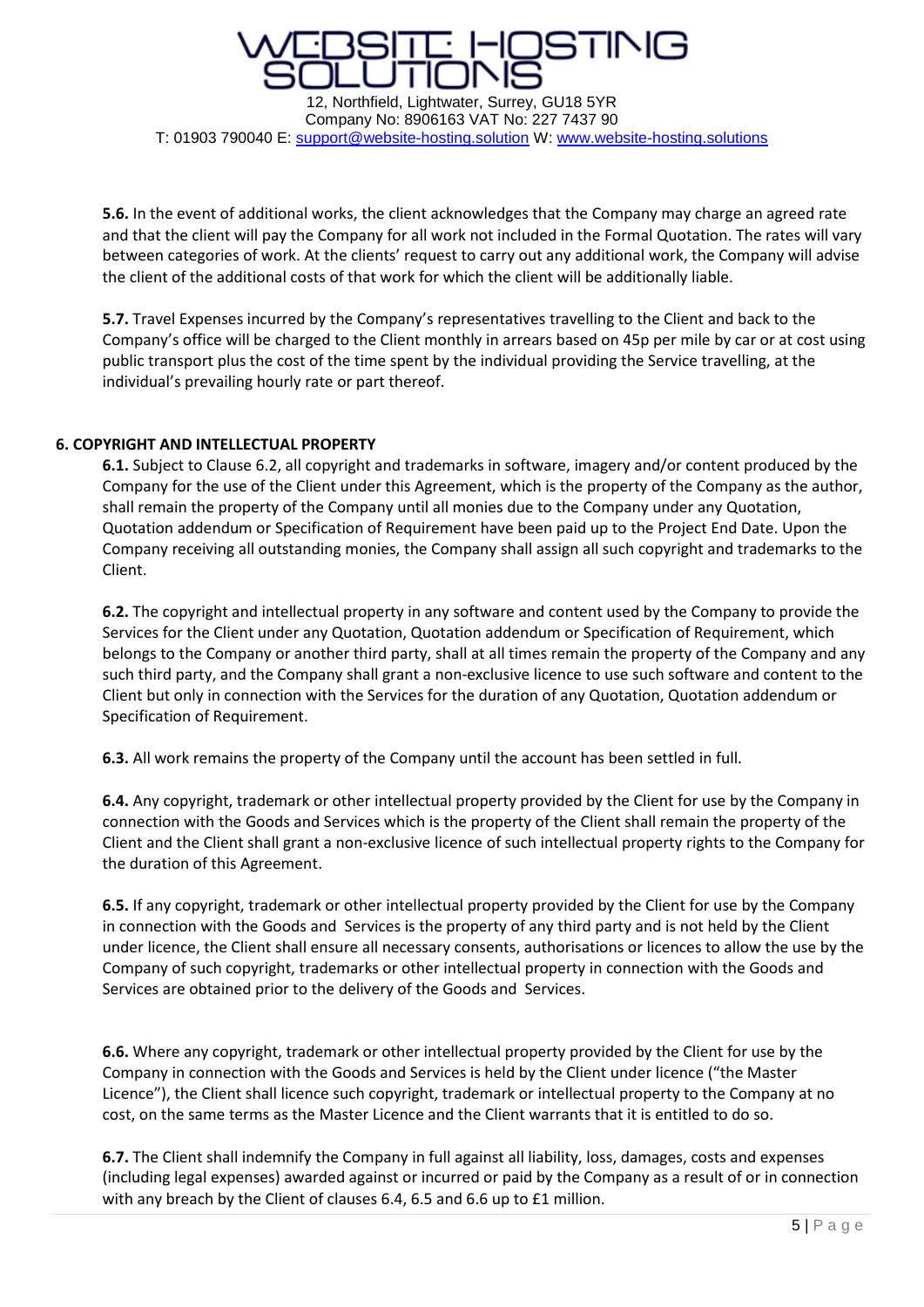**5.6.** In the event of additional works, the client acknowledges that the Company may charge an agreed rate and that the client will pay the Company for all work not included in the Formal Quotation. The rates will vary between categories of work. At the clients' request to carry out any additional work, the Company will advise the client of the additional costs of that work for which the client will be additionally liable.

**5.7.** Travel Expenses incurred by the Company's representatives travelling to the Client and back to the Company's office will be charged to the Client monthly in arrears based on 45p per mile by car or at cost using public transport plus the cost of the time spent by the individual providing the Service travelling, at the individual's prevailing hourly rate or part thereof.

### 6. COPYRIGHT AND INTELLECTUAL PROPERTY

**6.1.** Subject to Clause 6.2, all copyright and trademarks in software, imagery and/or content produced by the Company for the use of the Client under this Agreement, which is the property of the Company as the author, shall remain the property of the Company until all monies due to the Company under any Quotation, Quotation addendum or Specification of Requirement have been paid up to the Project End Date. Upon the Company receiving all outstanding monies, the Company shall assign all such copyright and trademarks to the Client.

**6.2.** The copyright and intellectual property in any software and content used by the Company to provide the Services for the Client under any Quotation, Quotation addendum or Specification of Requirement, which belongs to the Company or another third party, shall at all times remain the property of the Company and any such third party, and the Company shall grant a non-exclusive licence to use such software and content to the Client but only in connection with the Services for the duration of any Quotation, Quotation addendum or Specification of Requirement.

**6.3.** All work remains the property of the Company until the account has been settled in full.

**6.4.** Any copyright, trademark or other intellectual property provided by the Client for use by the Company in connection with the Goods and Services which is the property of the Client shall remain the property of the Client and the Client shall grant a non-exclusive licence of such intellectual property rights to the Company for the duration of this Agreement.

**6.5.** If any copyright, trademark or other intellectual property provided by the Client for use by the Company in connection with the Goods and Services is the property of any third party and is not held by the Client under licence, the Client shall ensure all necessary consents, authorisations or licences to allow the use by the Company of such copyright, trademarks or other intellectual property in connection with the Goods and Services are obtained prior to the delivery of the Goods and Services.

**6.6.** Where any copyright, trademark or other intellectual property provided by the Client for use by the Company in connection with the Goods and Services is held by the Client under licence ("the Master Licence"), the Client shall licence such copyright, trademark or intellectual property to the Company at no cost, on the same terms as the Master Licence and the Client warrants that it is entitled to do so.

**6.7.** The Client shall indemnify the Company in full against all liability, loss, damages, costs and expenses (including legal expenses) awarded against or incurred or paid by the Company as a result of or in connection with any breach by the Client of clauses 6.4, 6.5 and 6.6 up to £1 million.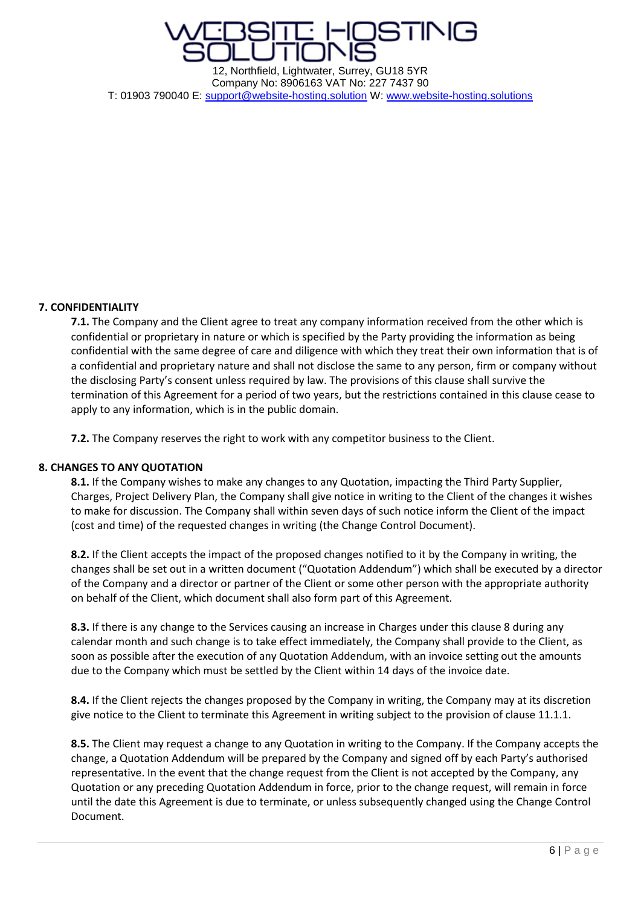## 7. CONFIDENTIALITY

**7.1.** The Company and the Client agree to treat any company information received from the other which is confidential or proprietary in nature or which is specified by the Party providing the information as being confidential with the same degree of care and diligence with which they treat their own information that is of a confidential and proprietary nature and shall not disclose the same to any person, firm or company without the disclosing Party's consent unless required by law. The provisions of this clause shall survive the termination of this Agreement for a period of two years, but the restrictions contained in this clause cease to apply to any information, which is in the public domain.

**7.2.** The Company reserves the right to work with any competitor business to the Client.

## 8. CHANGES TO ANY QUOTATION

**8.1.** If the Company wishes to make any changes to any Quotation, impacting the Third Party Supplier, Charges, Project Delivery Plan, the Company shall give notice in writing to the Client of the changes it wishes to make for discussion. The Company shall within seven days of such notice inform the Client of the impact (cost and time) of the requested changes in writing (the Change Control Document).

**8.2.** If the Client accepts the impact of the proposed changes notified to it by the Company in writing, the changes shall be set out in a written document ("Quotation Addendum") which shall be executed by a director of the Company and a director or partner of the Client or some other person with the appropriate authority on behalf of the Client, which document shall also form part of this Agreement.

**8.3.** If there is any change to the Services causing an increase in Charges under this clause 8 during any calendar month and such change is to take effect immediately, the Company shall provide to the Client, as soon as possible after the execution of any Quotation Addendum, with an invoice setting out the amounts due to the Company which must be settled by the Client within 14 days of the invoice date.

**8.4.** If the Client rejects the changes proposed by the Company in writing, the Company may at its discretion give notice to the Client to terminate this Agreement in writing subject to the provision of clause 11.1.1.

**8.5.** The Client may request a change to any Quotation in writing to the Company. If the Company accepts the change, a Quotation Addendum will be prepared by the Company and signed off by each Party's authorised representative. In the event that the change request from the Client is not accepted by the Company, any Quotation or any preceding Quotation Addendum in force, prior to the change request, will remain in force until the date this Agreement is due to terminate, or unless subsequently changed using the Change Control Document.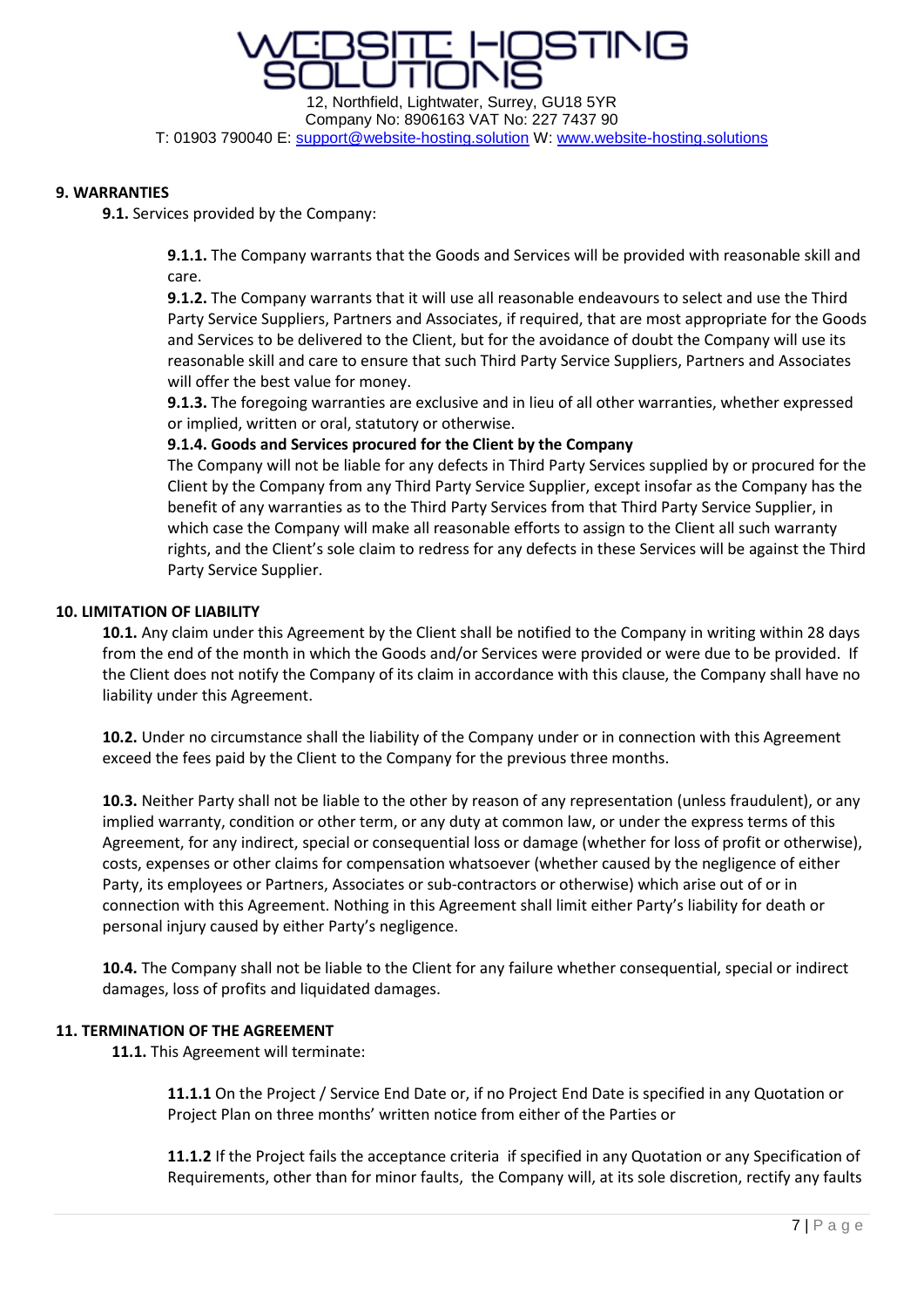## 9. WARRANTIES

**9.1.** Services provided by the Company:

**9.1.1.** The Company warrants that the Goods and Services will be provided with reasonable skill and care.

**9.1.2.** The Company warrants that it will use all reasonable endeavours to select and use the Third Party Service Suppliers, Partners and Associates, if required, that are most appropriate for the Goods and Services to be delivered to the Client, but for the avoidance of doubt the Company will use its reasonable skill and care to ensure that such Third Party Service Suppliers, Partners and Associates will offer the best value for money.

**9.1.3.** The foregoing warranties are exclusive and in lieu of all other warranties, whether expressed or implied, written or oral, statutory or otherwise.

**9.1.4. Goods and Services procured for the Client by the Company**

The Company will not be liable for any defects in Third Party Services supplied by or procured for the Client by the Company from any Third Party Service Supplier, except insofar as the Company has the benefit of any warranties as to the Third Party Services from that Third Party Service Supplier, in which case the Company will make all reasonable efforts to assign to the Client all such warranty rights, and the Client's sole claim to redress for any defects in these Services will be against the Third Party Service Supplier.

## 10. LIMITATION OF LIABILITY

**10.1.** Any claim under this Agreement by the Client shall be notified to the Company in writing within 28 days from the end of the month in which the Goods and/or Services were provided or were due to be provided. If the Client does not notify the Company of its claim in accordance with this clause, the Company shall have no liability under this Agreement.

**10.2.** Under no circumstance shall the liability of the Company under or in connection with this Agreement exceed the fees paid by the Client to the Company for the previous three months.

**10.3.** Neither Party shall not be liable to the other by reason of any representation (unless fraudulent), or any implied warranty, condition or other term, or any duty at common law, or under the express terms of this Agreement, for any indirect, special or consequential loss or damage (whether for loss of profit or otherwise), costs, expenses or other claims for compensation whatsoever (whether caused by the negligence of either Party, its employees or Partners, Associates or sub-contractors or otherwise) which arise out of or in connection with this Agreement. Nothing in this Agreement shall limit either Party's liability for death or personal injury caused by either Party's negligence.

**10.4.** The Company shall not be liable to the Client for any failure whether consequential, special or indirect damages, loss of profits and liquidated damages.

## 11. TERMINATION OF THE AGREEMENT

**11.1.** This Agreement will terminate:

**11.1.1** On the Project / Service End Date or, if no Project End Date is specified in any Quotation or Project Plan on three months' written notice from either of the Parties or

**11.1.2** If the Project fails the acceptance criteria if specified in any Quotation or any Specification of Requirements, other than for minor faults, the Company will, at its sole discretion, rectify any faults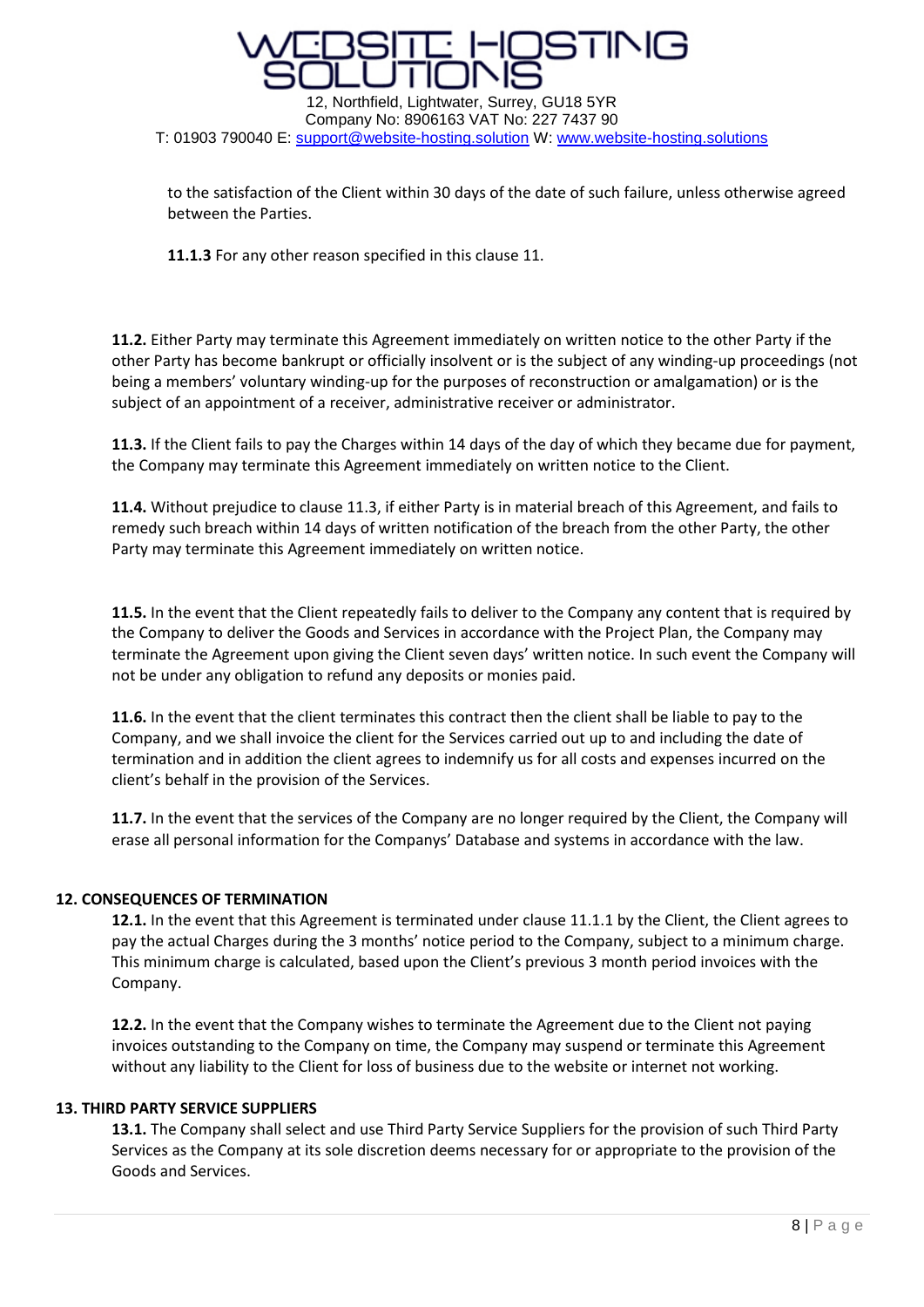to the satisfaction of the Client within 30 days of the date of such failure, unless otherwise agreed between the Parties.

**11.1.3** For any other reason specified in this clause 11.

**11.2.** Either Party may terminate this Agreement immediately on written notice to the other Party if the other Party has become bankrupt or officially insolvent or is the subject of any winding-up proceedings (not being a members' voluntary winding-up for the purposes of reconstruction or amalgamation) or is the subject of an appointment of a receiver, administrative receiver or administrator.

**11.3.** If the Client fails to pay the Charges within 14 days of the day of which they became due for payment, the Company may terminate this Agreement immediately on written notice to the Client.

**11.4.** Without prejudice to clause 11.3, if either Party is in material breach of this Agreement, and fails to remedy such breach within 14 days of written notification of the breach from the other Party, the other Party may terminate this Agreement immediately on written notice.

**11.5.** In the event that the Client repeatedly fails to deliver to the Company any content that is required by the Company to deliver the Goods and Services in accordance with the Project Plan, the Company may terminate the Agreement upon giving the Client seven days' written notice. In such event the Company will not be under any obligation to refund any deposits or monies paid.

**11.6.** In the event that the client terminates this contract then the client shall be liable to pay to the Company, and we shall invoice the client for the Services carried out up to and including the date of termination and in addition the client agrees to indemnify us for all costs and expenses incurred on the client's behalf in the provision of the Services.

**11.7.** In the event that the services of the Company are no longer required by the Client, the Company will erase all personal information for the Companys' Database and systems in accordance with the law.

## 12. CONSEQUENCES OF TERMINATION

**12.1.** In the event that this Agreement is terminated under clause 11.1.1 by the Client, the Client agrees to pay the actual Charges during the 3 months' notice period to the Company, subject to a minimum charge. This minimum charge is calculated, based upon the Client's previous 3 month period invoices with the Company.

**12.2.** In the event that the Company wishes to terminate the Agreement due to the Client not paying invoices outstanding to the Company on time, the Company may suspend or terminate this Agreement without any liability to the Client for loss of business due to the website or internet not working.

## 13. THIRD PARTY SERVICE SUPPLIERS

**13.1.** The Company shall select and use Third Party Service Suppliers for the provision of such Third Party Services as the Company at its sole discretion deems necessary for or appropriate to the provision of the Goods and Services.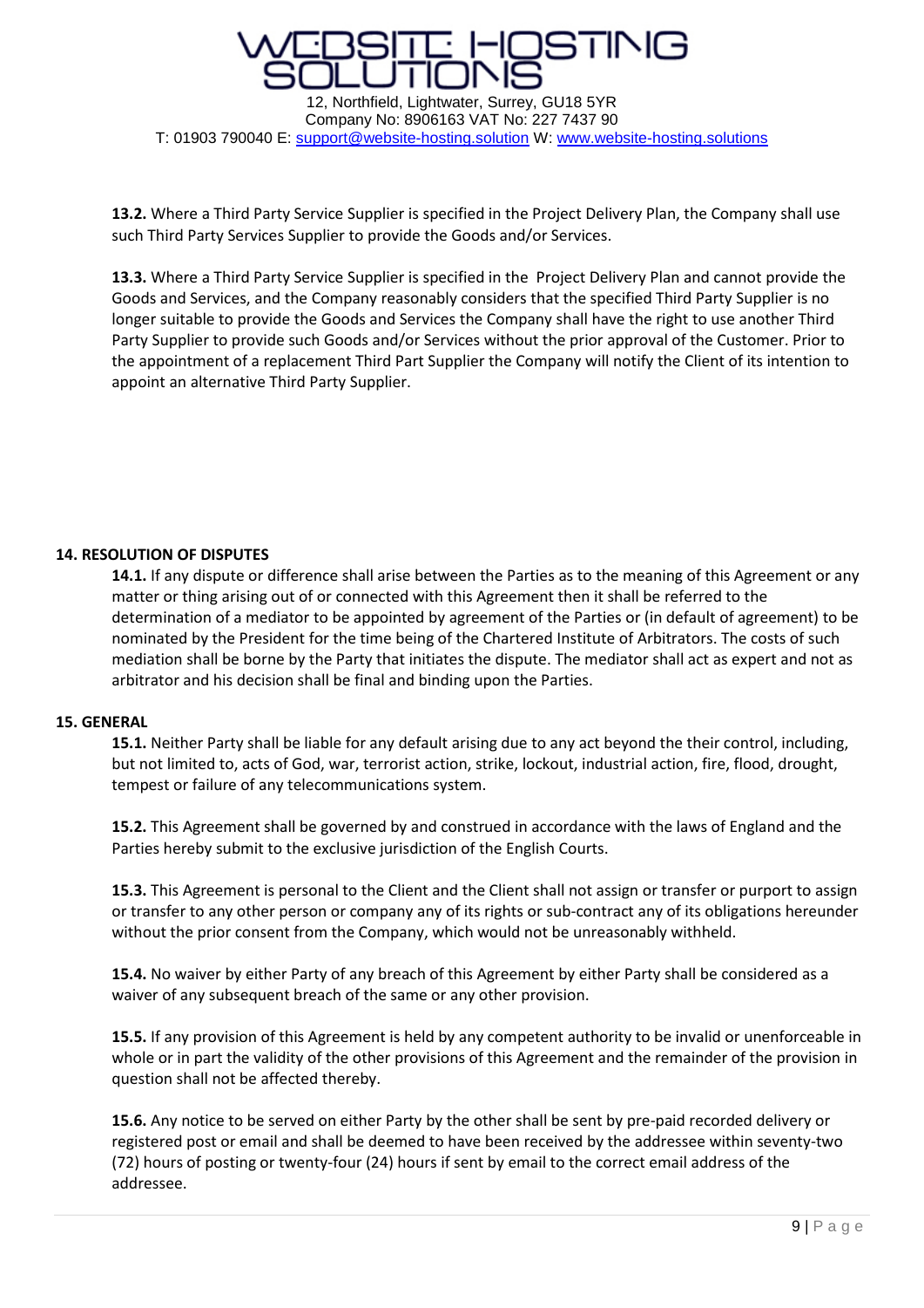**13.2.** Where a Third Party Service Supplier is specified in the Project Delivery Plan, the Company shall use such Third Party Services Supplier to provide the Goods and/or Services.

**13.3.** Where a Third Party Service Supplier is specified in the Project Delivery Plan and cannot provide the Goods and Services, and the Company reasonably considers that the specified Third Party Supplier is no longer suitable to provide the Goods and Services the Company shall have the right to use another Third Party Supplier to provide such Goods and/or Services without the prior approval of the Customer. Prior to the appointment of a replacement Third Part Supplier the Company will notify the Client of its intention to appoint an alternative Third Party Supplier.

**14. RESOLUTION OF DISPUTES**

**14.1.** If any dispute or difference shall arise between the Parties as to the meaning of this Agreement or any matter or thing arising out of or connected with this Agreement then it shall be referred to the determination of a mediator to be appointed by agreement of the Parties or (in default of agreement) to be nominated by the President for the time being of the Chartered Institute of Arbitrators. The costs of such mediation shall be borne by the Party that initiates the dispute. The mediator shall act as expert and not as arbitrator and his decision shall be final and binding upon the Parties.

**15. GENERAL**

**15.1.** Neither Party shall be liable for any default arising due to any act beyond the their control, including, but not limited to, acts of God, war, terrorist action, strike, lockout, industrial action, fire, flood, drought, tempest or failure of any telecommunications system.

**15.2.** This Agreement shall be governed by and construed in accordance with the laws of England and the Parties hereby submit to the exclusive jurisdiction of the English Courts.

**15.3.** This Agreement is personal to the Client and the Client shall not assign or transfer or purport to assign or transfer to any other person or company any of its rights or sub-contract any of its obligations hereunder without the prior consent from the Company, which would not be unreasonably withheld.

**15.4.** No waiver by either Party of any breach of this Agreement by either Party shall be considered as a waiver of any subsequent breach of the same or any other provision.

**15.5.** If any provision of this Agreement is held by any competent authority to be invalid or unenforceable in whole or in part the validity of the other provisions of this Agreement and the remainder of the provision in question shall not be affected thereby.

**15.6.** Any notice to be served on either Party by the other shall be sent by pre-paid recorded delivery or registered post or email and shall be deemed to have been received by the addressee within seventy-two (72) hours of posting or twenty-four (24) hours if sent by email to the correct email address of the addressee.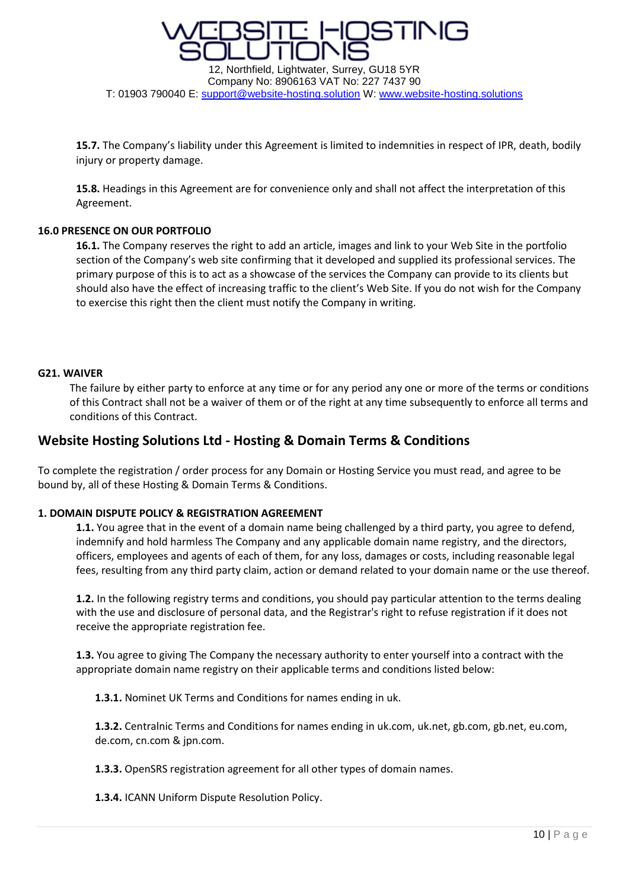**15.7.** The Company's liability under this Agreement is limited to indemnities in respect of IPR, death, bodily injury or property damage.

**15.8.** Headings in this Agreement are for convenience only and shall not affect the interpretation of this Agreement.

**16.0 PRESENCE ON OUR PORTFOLIO**

**16.1.** The Company reserves the right to add an article, images and link to your Web Site in the portfolio section of the Company's web site confirming that it developed and supplied its professional services. The primary purpose of this is to act as a showcase of the services the Company can provide to its clients but should also have the effect of increasing traffic to the client's Web Site. If you do not wish for the Company to exercise this right then the client must notify the Company in writing.

**G21. WAIVER**

The failure by either party to enforce at any time or for any period any one or more of the terms or conditions of this Contract shall not be a waiver of them or of the right at any time subsequently to enforce all terms and conditions of this Contract.

## Website Hosting Solutions Ltd - Hosting & Domain Terms & Conditions

To complete the registration / order process for any Domain or Hosting Service you must read, and agree to be bound by, all of these Hosting & Domain Terms & Conditions.

**1. DOMAIN DISPUTE POLICY & REGISTRATION AGREEMENT**

**1.1.** You agree that in the event of a domain name being challenged by a third party, you agree to defend, indemnify and hold harmless The Company and any applicable domain name registry, and the directors, officers, employees and agents of each of them, for any loss, damages or costs, including reasonable legal fees, resulting from any third party claim, action or demand related to your domain name or the use thereof.

**1.2.** In the following registry terms and conditions, you should pay particular attention to the terms dealing with the use and disclosure of personal data, and the Registrar's right to refuse registration if it does not receive the appropriate registration fee.

**1.3.** You agree to giving The Company the necessary authority to enter yourself into a contract with the appropriate domain name registry on their applicable terms and conditions listed below:

**1.3.1.** Nominet UK Terms and Conditions for names ending in uk.

**1.3.2.** Centralnic Terms and Conditions for names ending in uk.com, uk.net, gb.com, gb.net, eu.com, de.com, cn.com & jpn.com.

**1.3.3.** OpenSRS registration agreement for all other types of domain names.

**1.3.4.** ICANN Uniform Dispute Resolution Policy.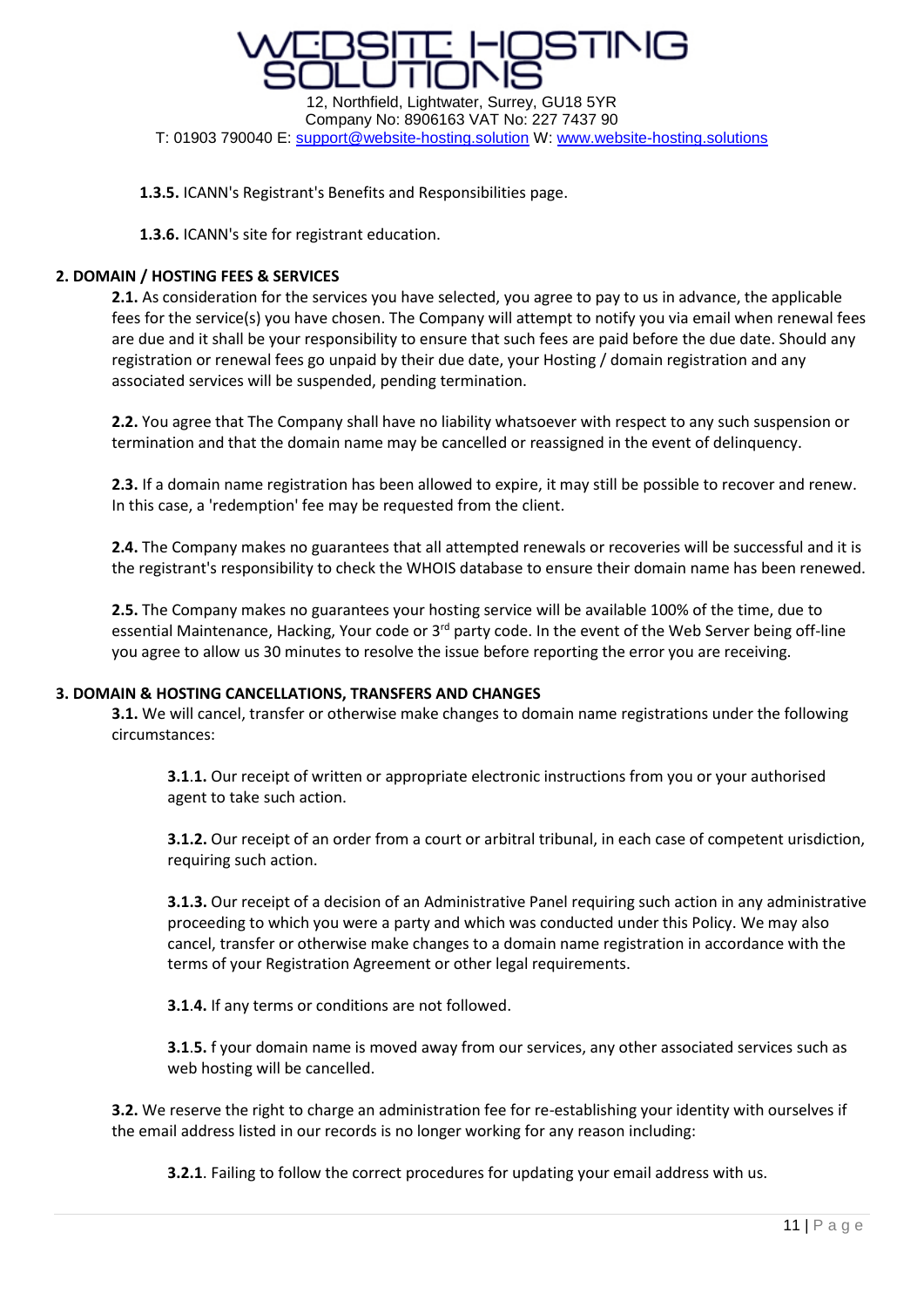**1.3.5.** ICANN's Registrant's Benefits and Responsibilities page.

**1.3.6.** ICANN's site for registrant education.

## 2. DOMAIN / HOSTING FEES & SERVICES

**2.1.** As consideration for the services you have selected, you agree to pay to us in advance, the applicable fees for the service(s) you have chosen. The Company will attempt to notify you via email when renewal fees are due and it shall be your responsibility to ensure that such fees are paid before the due date. Should any registration or renewal fees go unpaid by their due date, your Hosting / domain registration and any associated services will be suspended, pending termination.

**2.2.** You agree that The Company shall have no liability whatsoever with respect to any such suspension or termination and that the domain name may be cancelled or reassigned in the event of delinquency.

**2.3.** If a domain name registration has been allowed to expire, it may still be possible to recover and renew. In this case, a 'redemption' fee may be requested from the client.

**2.4.** The Company makes no guarantees that all attempted renewals or recoveries will be successful and it is the registrant's responsibility to check the WHOIS database to ensure their domain name has been renewed.

**2.5.** The Company makes no guarantees your hosting service will be available 100% of the time, due to essential Maintenance, Hacking, Your code or 3rd party code. In the event of the Web Server being off-line you agree to allow us 30 minutes to resolve the issue before reporting the error you are receiving.

## 3. DOMAIN & HOSTING CANCELLATIONS, TRANSFERS AND CHANGES

**3.1.** We will cancel, transfer or otherwise make changes to domain name registrations under the following circumstances:

**3.1.1.** Our receipt of written or appropriate electronic instructions from you or your authorised agent to take such action.

**3.1.2.** Our receipt of an order from a court or arbitral tribunal, in each case of competent urisdiction, requiring such action.

**3.1.3.** Our receipt of a decision of an Administrative Panel requiring such action in any administrative proceeding to which you were a party and which was conducted under this Policy. We may also cancel, transfer or otherwise make changes to a domain name registration in accordance with the terms of your Registration Agreement or other legal requirements.

**3.1.4.** If any terms or conditions are not followed.

**3.1.5.** f your domain name is moved away from our services, any other associated services such as web hosting will be cancelled.

**3.2.** We reserve the right to charge an administration fee for re-establishing your identity with ourselves if the email address listed in our records is no longer working for any reason including:

**3.2.1**. Failing to follow the correct procedures for updating your email address with us.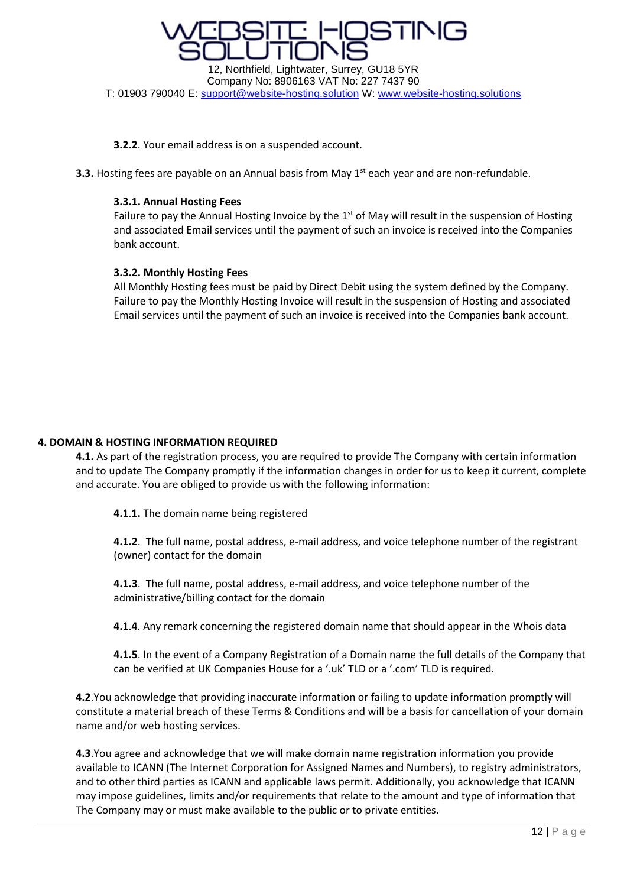**3.2.2**. Your email address is on a suspended account.

**3.3.** Hosting fees are payable on an Annual basis from May 1st each year and are non-refundable.

**3.3.1. Annual Hosting Fees**
Failure to pay the Annual Hosting Invoice by the 1st of May will result in the suspension of Hosting and associated Email services until the payment of such an invoice is received into the Companies bank account.

**3.3.2. Monthly Hosting Fees**
All Monthly Hosting fees must be paid by Direct Debit using the system defined by the Company. Failure to pay the Monthly Hosting Invoice will result in the suspension of Hosting and associated Email services until the payment of such an invoice is received into the Companies bank account.

## 4. DOMAIN & HOSTING INFORMATION REQUIRED

**4.1.** As part of the registration process, you are required to provide The Company with certain information and to update The Company promptly if the information changes in order for us to keep it current, complete and accurate. You are obliged to provide us with the following information:

**4.1.1.** The domain name being registered

**4.1.2**. The full name, postal address, e-mail address, and voice telephone number of the registrant (owner) contact for the domain

**4.1.3**. The full name, postal address, e-mail address, and voice telephone number of the administrative/billing contact for the domain

**4.1.4**. Any remark concerning the registered domain name that should appear in the Whois data

**4.1.5**. In the event of a Company Registration of a Domain name the full details of the Company that can be verified at UK Companies House for a '.uk' TLD or a '.com' TLD is required.

**4.2**.You acknowledge that providing inaccurate information or failing to update information promptly will constitute a material breach of these Terms & Conditions and will be a basis for cancellation of your domain name and/or web hosting services.

**4.3**.You agree and acknowledge that we will make domain name registration information you provide available to ICANN (The Internet Corporation for Assigned Names and Numbers), to registry administrators, and to other third parties as ICANN and applicable laws permit. Additionally, you acknowledge that ICANN may impose guidelines, limits and/or requirements that relate to the amount and type of information that The Company may or must make available to the public or to private entities.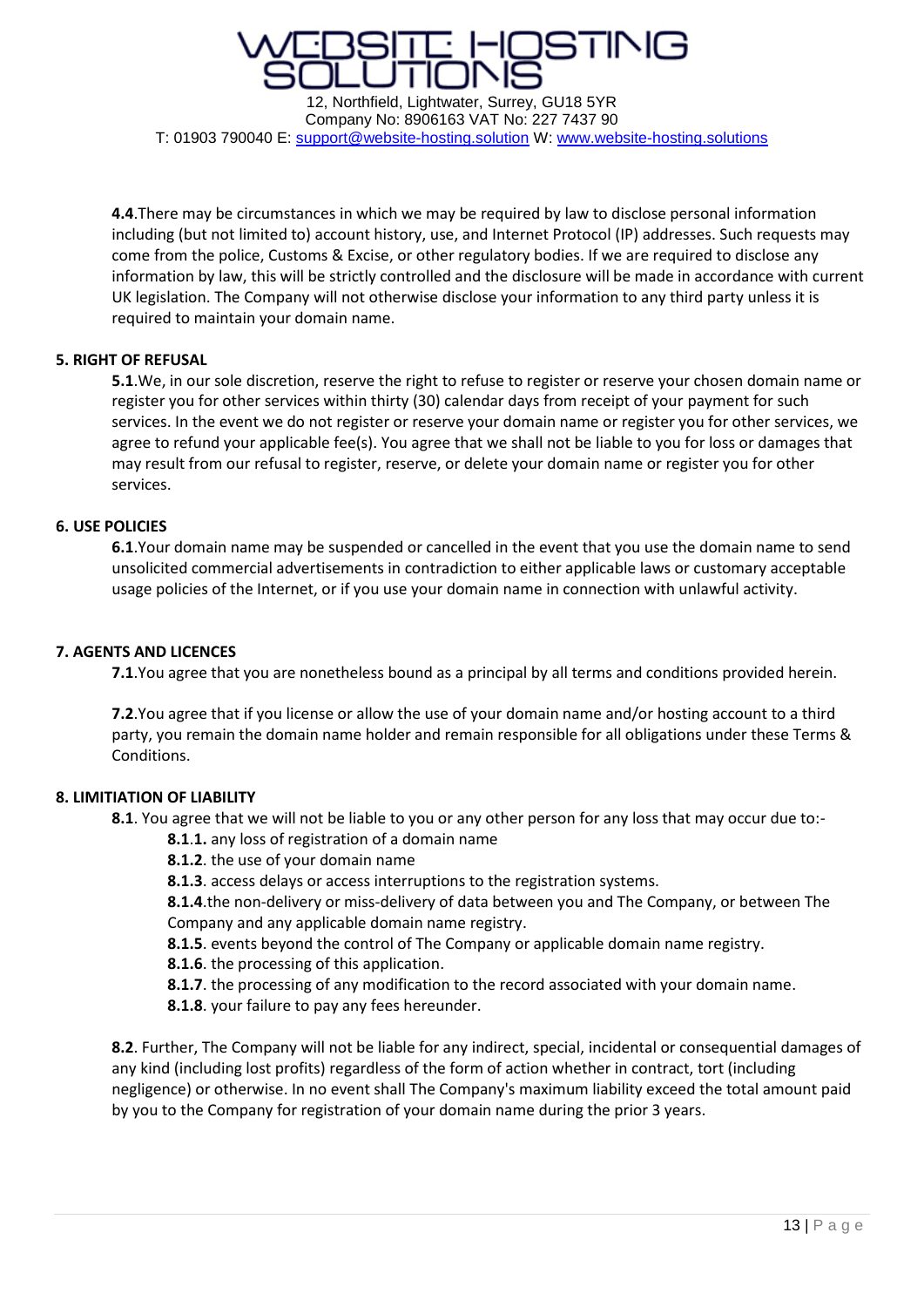**4.4**.There may be circumstances in which we may be required by law to disclose personal information including (but not limited to) account history, use, and Internet Protocol (IP) addresses. Such requests may come from the police, Customs & Excise, or other regulatory bodies. If we are required to disclose any information by law, this will be strictly controlled and the disclosure will be made in accordance with current UK legislation. The Company will not otherwise disclose your information to any third party unless it is required to maintain your domain name.

**5. RIGHT OF REFUSAL**

**5.1**.We, in our sole discretion, reserve the right to refuse to register or reserve your chosen domain name or register you for other services within thirty (30) calendar days from receipt of your payment for such services. In the event we do not register or reserve your domain name or register you for other services, we agree to refund your applicable fee(s). You agree that we shall not be liable to you for loss or damages that may result from our refusal to register, reserve, or delete your domain name or register you for other services.

**6. USE POLICIES**

**6.1**.Your domain name may be suspended or cancelled in the event that you use the domain name to send unsolicited commercial advertisements in contradiction to either applicable laws or customary acceptable usage policies of the Internet, or if you use your domain name in connection with unlawful activity.

**7. AGENTS AND LICENCES**

**7.1**.You agree that you are nonetheless bound as a principal by all terms and conditions provided herein.

**7.2**.You agree that if you license or allow the use of your domain name and/or hosting account to a third party, you remain the domain name holder and remain responsible for all obligations under these Terms & Conditions.

**8. LIMITIATION OF LIABILITY**

**8.1**. You agree that we will not be liable to you or any other person for any loss that may occur due to:-

**8.1.1.** any loss of registration of a domain name

**8.1.2**. the use of your domain name

**8.1.3**. access delays or access interruptions to the registration systems.

**8.1.4**.the non-delivery or miss-delivery of data between you and The Company, or between The Company and any applicable domain name registry.

**8.1.5**. events beyond the control of The Company or applicable domain name registry.

**8.1.6**. the processing of this application.

**8.1.7**. the processing of any modification to the record associated with your domain name.

**8.1.8**. your failure to pay any fees hereunder.

**8.2**. Further, The Company will not be liable for any indirect, special, incidental or consequential damages of any kind (including lost profits) regardless of the form of action whether in contract, tort (including negligence) or otherwise. In no event shall The Company's maximum liability exceed the total amount paid by you to the Company for registration of your domain name during the prior 3 years.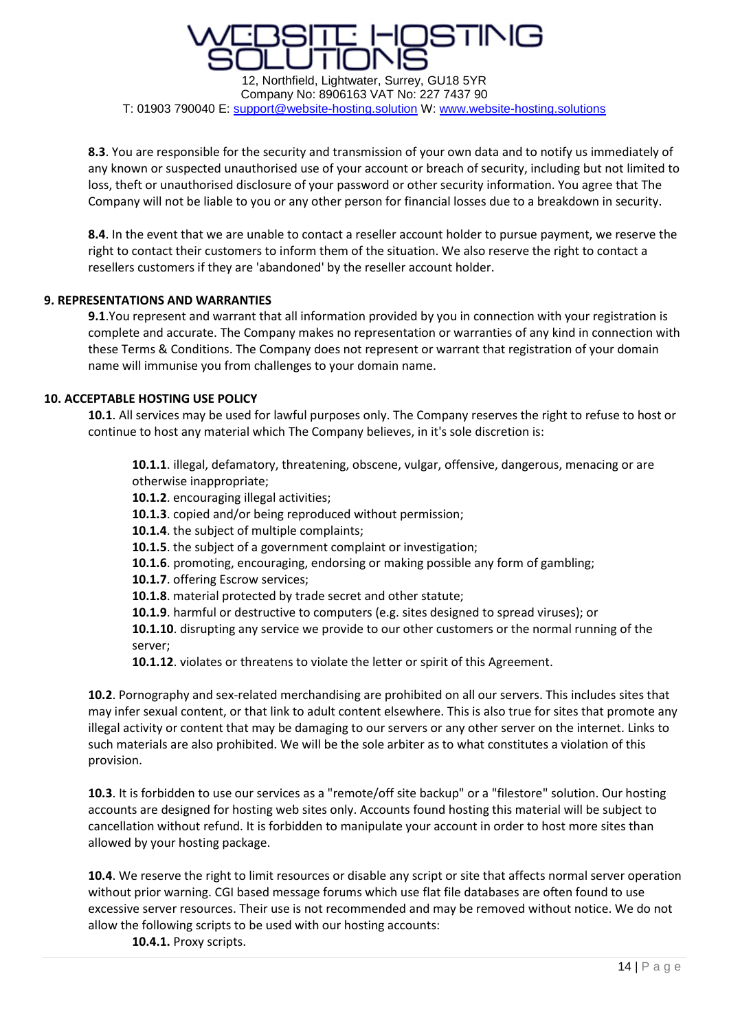**8.3**. You are responsible for the security and transmission of your own data and to notify us immediately of any known or suspected unauthorised use of your account or breach of security, including but not limited to loss, theft or unauthorised disclosure of your password or other security information. You agree that The Company will not be liable to you or any other person for financial losses due to a breakdown in security.

**8.4**. In the event that we are unable to contact a reseller account holder to pursue payment, we reserve the right to contact their customers to inform them of the situation. We also reserve the right to contact a resellers customers if they are 'abandoned' by the reseller account holder.

**9. REPRESENTATIONS AND WARRANTIES**

**9.1**.You represent and warrant that all information provided by you in connection with your registration is complete and accurate. The Company makes no representation or warranties of any kind in connection with these Terms & Conditions. The Company does not represent or warrant that registration of your domain name will immunise you from challenges to your domain name.

**10. ACCEPTABLE HOSTING USE POLICY**

**10.1**. All services may be used for lawful purposes only. The Company reserves the right to refuse to host or continue to host any material which The Company believes, in it's sole discretion is:

**10.1.1**. illegal, defamatory, threatening, obscene, vulgar, offensive, dangerous, menacing or are otherwise inappropriate;
**10.1.2**. encouraging illegal activities;
**10.1.3**. copied and/or being reproduced without permission;
**10.1.4**. the subject of multiple complaints;
**10.1.5**. the subject of a government complaint or investigation;
**10.1.6**. promoting, encouraging, endorsing or making possible any form of gambling;
**10.1.7**. offering Escrow services;
**10.1.8**. material protected by trade secret and other statute;
**10.1.9**. harmful or destructive to computers (e.g. sites designed to spread viruses); or
**10.1.10**. disrupting any service we provide to our other customers or the normal running of the server;
**10.1.12**. violates or threatens to violate the letter or spirit of this Agreement.

**10.2**. Pornography and sex-related merchandising are prohibited on all our servers. This includes sites that may infer sexual content, or that link to adult content elsewhere. This is also true for sites that promote any illegal activity or content that may be damaging to our servers or any other server on the internet. Links to such materials are also prohibited. We will be the sole arbiter as to what constitutes a violation of this provision.

**10.3**. It is forbidden to use our services as a "remote/off site backup" or a "filestore" solution. Our hosting accounts are designed for hosting web sites only. Accounts found hosting this material will be subject to cancellation without refund. It is forbidden to manipulate your account in order to host more sites than allowed by your hosting package.

**10.4**. We reserve the right to limit resources or disable any script or site that affects normal server operation without prior warning. CGI based message forums which use flat file databases are often found to use excessive server resources. Their use is not recommended and may be removed without notice. We do not allow the following scripts to be used with our hosting accounts:

**10.4.1.** Proxy scripts.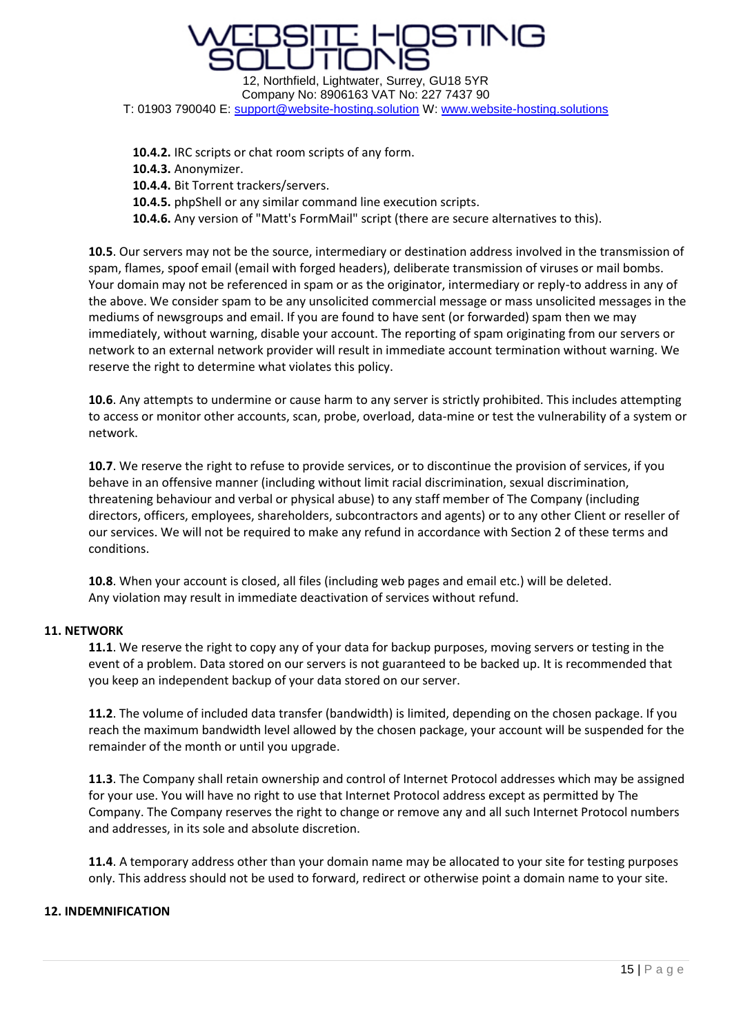**10.4.2.** IRC scripts or chat room scripts of any form.
**10.4.3.** Anonymizer.
**10.4.4.** Bit Torrent trackers/servers.
**10.4.5.** phpShell or any similar command line execution scripts.
**10.4.6.** Any version of "Matt's FormMail" script (there are secure alternatives to this).

**10.5**. Our servers may not be the source, intermediary or destination address involved in the transmission of spam, flames, spoof email (email with forged headers), deliberate transmission of viruses or mail bombs. Your domain may not be referenced in spam or as the originator, intermediary or reply-to address in any of the above. We consider spam to be any unsolicited commercial message or mass unsolicited messages in the mediums of newsgroups and email. If you are found to have sent (or forwarded) spam then we may immediately, without warning, disable your account. The reporting of spam originating from our servers or network to an external network provider will result in immediate account termination without warning. We reserve the right to determine what violates this policy.

**10.6**. Any attempts to undermine or cause harm to any server is strictly prohibited. This includes attempting to access or monitor other accounts, scan, probe, overload, data-mine or test the vulnerability of a system or network.

**10.7**. We reserve the right to refuse to provide services, or to discontinue the provision of services, if you behave in an offensive manner (including without limit racial discrimination, sexual discrimination, threatening behaviour and verbal or physical abuse) to any staff member of The Company (including directors, officers, employees, shareholders, subcontractors and agents) or to any other Client or reseller of our services. We will not be required to make any refund in accordance with Section 2 of these terms and conditions.

**10.8**. When your account is closed, all files (including web pages and email etc.) will be deleted.
Any violation may result in immediate deactivation of services without refund.

**11. NETWORK**

**11.1**. We reserve the right to copy any of your data for backup purposes, moving servers or testing in the event of a problem. Data stored on our servers is not guaranteed to be backed up. It is recommended that you keep an independent backup of your data stored on our server.

**11.2**. The volume of included data transfer (bandwidth) is limited, depending on the chosen package. If you reach the maximum bandwidth level allowed by the chosen package, your account will be suspended for the remainder of the month or until you upgrade.

**11.3**. The Company shall retain ownership and control of Internet Protocol addresses which may be assigned for your use. You will have no right to use that Internet Protocol address except as permitted by The Company. The Company reserves the right to change or remove any and all such Internet Protocol numbers and addresses, in its sole and absolute discretion.

**11.4**. A temporary address other than your domain name may be allocated to your site for testing purposes only. This address should not be used to forward, redirect or otherwise point a domain name to your site.

**12. INDEMNIFICATION**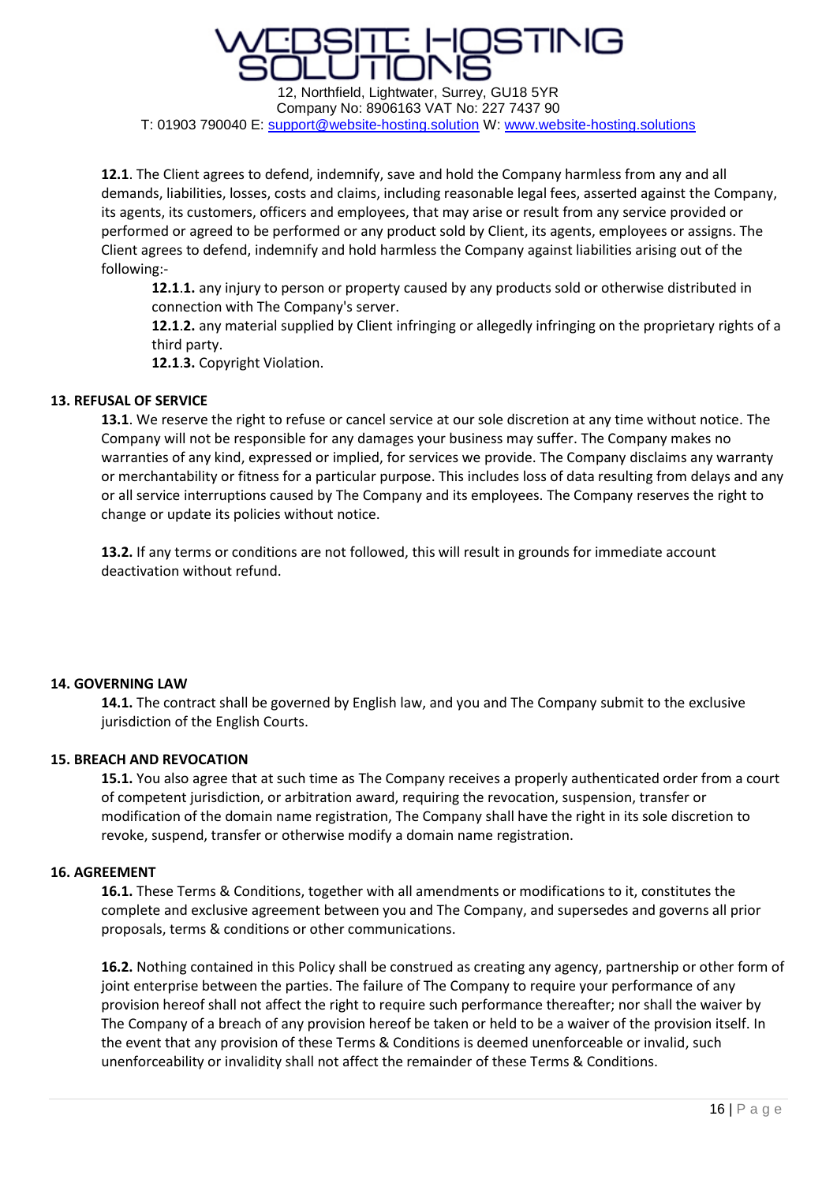**12.1**. The Client agrees to defend, indemnify, save and hold the Company harmless from any and all demands, liabilities, losses, costs and claims, including reasonable legal fees, asserted against the Company, its agents, its customers, officers and employees, that may arise or result from any service provided or performed or agreed to be performed or any product sold by Client, its agents, employees or assigns. The Client agrees to defend, indemnify and hold harmless the Company against liabilities arising out of the following:-

**12.1.1.** any injury to person or property caused by any products sold or otherwise distributed in connection with The Company's server.

**12.1.2.** any material supplied by Client infringing or allegedly infringing on the proprietary rights of a third party.

**12.1.3.** Copyright Violation.

**13. REFUSAL OF SERVICE**

**13.1**. We reserve the right to refuse or cancel service at our sole discretion at any time without notice. The Company will not be responsible for any damages your business may suffer. The Company makes no warranties of any kind, expressed or implied, for services we provide. The Company disclaims any warranty or merchantability or fitness for a particular purpose. This includes loss of data resulting from delays and any or all service interruptions caused by The Company and its employees. The Company reserves the right to change or update its policies without notice.

**13.2.** If any terms or conditions are not followed, this will result in grounds for immediate account deactivation without refund.

**14. GOVERNING LAW**

**14.1.** The contract shall be governed by English law, and you and The Company submit to the exclusive jurisdiction of the English Courts.

**15. BREACH AND REVOCATION**

**15.1.** You also agree that at such time as The Company receives a properly authenticated order from a court of competent jurisdiction, or arbitration award, requiring the revocation, suspension, transfer or modification of the domain name registration, The Company shall have the right in its sole discretion to revoke, suspend, transfer or otherwise modify a domain name registration.

**16. AGREEMENT**

**16.1.** These Terms & Conditions, together with all amendments or modifications to it, constitutes the complete and exclusive agreement between you and The Company, and supersedes and governs all prior proposals, terms & conditions or other communications.

**16.2.** Nothing contained in this Policy shall be construed as creating any agency, partnership or other form of joint enterprise between the parties. The failure of The Company to require your performance of any provision hereof shall not affect the right to require such performance thereafter; nor shall the waiver by The Company of a breach of any provision hereof be taken or held to be a waiver of the provision itself. In the event that any provision of these Terms & Conditions is deemed unenforceable or invalid, such unenforceability or invalidity shall not affect the remainder of these Terms & Conditions.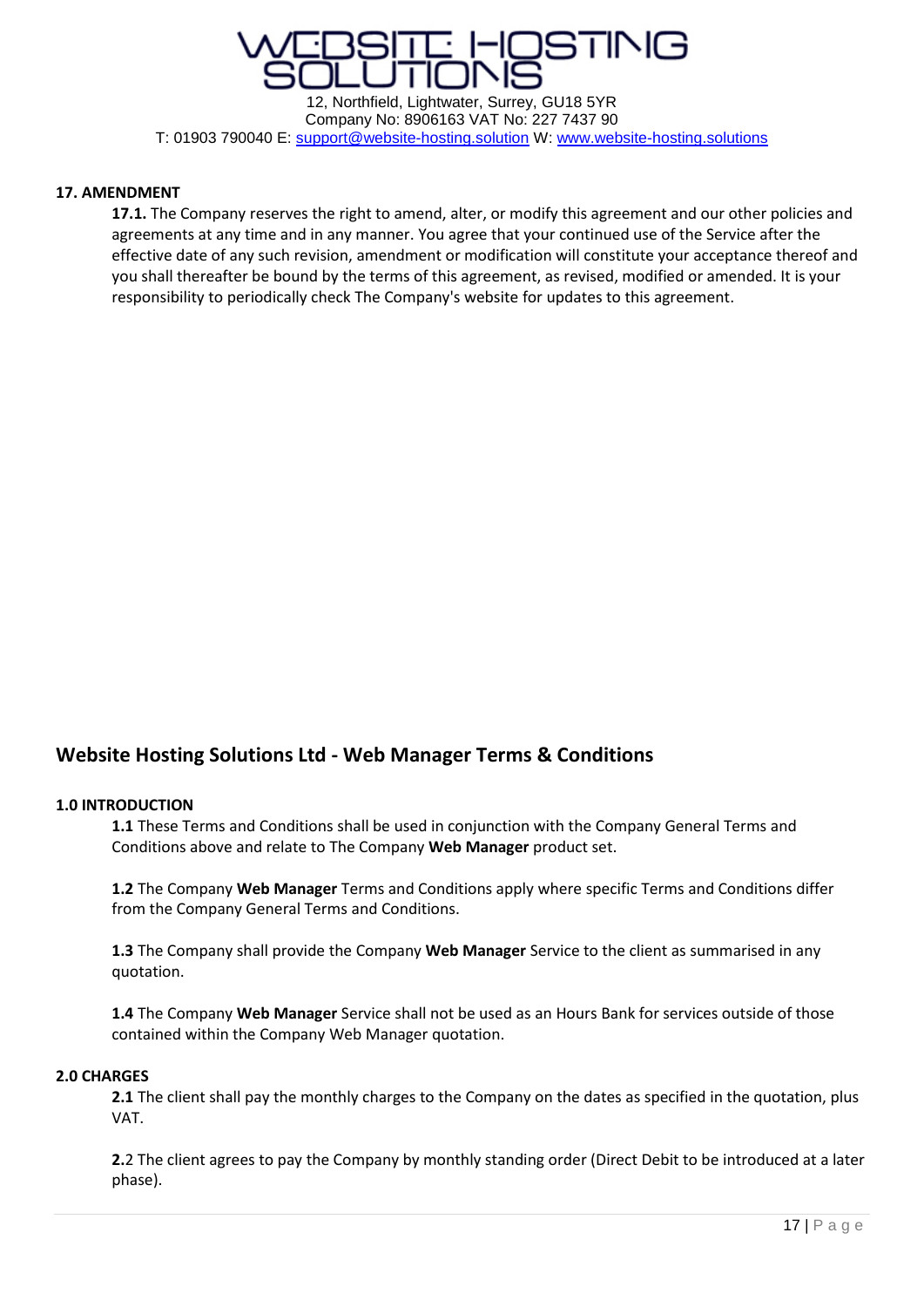### 17. AMENDMENT

**17.1.** The Company reserves the right to amend, alter, or modify this agreement and our other policies and agreements at any time and in any manner. You agree that your continued use of the Service after the effective date of any such revision, amendment or modification will constitute your acceptance thereof and you shall thereafter be bound by the terms of this agreement, as revised, modified or amended. It is your responsibility to periodically check The Company's website for updates to this agreement.

## Website Hosting Solutions Ltd - Web Manager Terms & Conditions

### 1.0 INTRODUCTION

**1.1** These Terms and Conditions shall be used in conjunction with the Company General Terms and Conditions above and relate to The Company **Web Manager** product set.

**1.2** The Company **Web Manager** Terms and Conditions apply where specific Terms and Conditions differ from the Company General Terms and Conditions.

**1.3** The Company shall provide the Company **Web Manager** Service to the client as summarised in any quotation.

**1.4** The Company **Web Manager** Service shall not be used as an Hours Bank for services outside of those contained within the Company Web Manager quotation.

### 2.0 CHARGES

**2.1** The client shall pay the monthly charges to the Company on the dates as specified in the quotation, plus VAT.

**2.**2 The client agrees to pay the Company by monthly standing order (Direct Debit to be introduced at a later phase).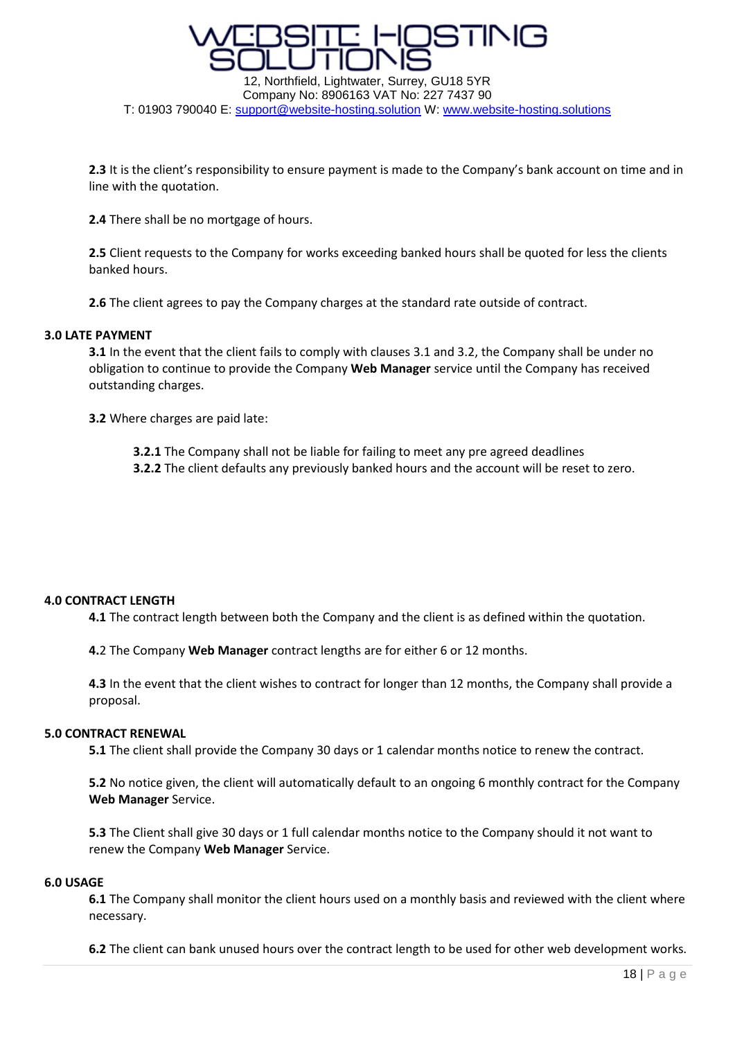**2.3** It is the client's responsibility to ensure payment is made to the Company's bank account on time and in line with the quotation.

**2.4** There shall be no mortgage of hours.

**2.5** Client requests to the Company for works exceeding banked hours shall be quoted for less the clients banked hours.

**2.6** The client agrees to pay the Company charges at the standard rate outside of contract.

## 3.0 LATE PAYMENT

**3.1** In the event that the client fails to comply with clauses 3.1 and 3.2, the Company shall be under no obligation to continue to provide the Company **Web Manager** service until the Company has received outstanding charges.

**3.2** Where charges are paid late:

**3.2.1** The Company shall not be liable for failing to meet any pre agreed deadlines
**3.2.2** The client defaults any previously banked hours and the account will be reset to zero.

## 4.0 CONTRACT LENGTH

**4.1** The contract length between both the Company and the client is as defined within the quotation.

**4.**2 The Company **Web Manager** contract lengths are for either 6 or 12 months.

**4.3** In the event that the client wishes to contract for longer than 12 months, the Company shall provide a proposal.

## 5.0 CONTRACT RENEWAL

**5.1** The client shall provide the Company 30 days or 1 calendar months notice to renew the contract.

**5.2** No notice given, the client will automatically default to an ongoing 6 monthly contract for the Company **Web Manager** Service.

**5.3** The Client shall give 30 days or 1 full calendar months notice to the Company should it not want to renew the Company **Web Manager** Service.

## 6.0 USAGE

**6.1** The Company shall monitor the client hours used on a monthly basis and reviewed with the client where necessary.

**6.2** The client can bank unused hours over the contract length to be used for other web development works.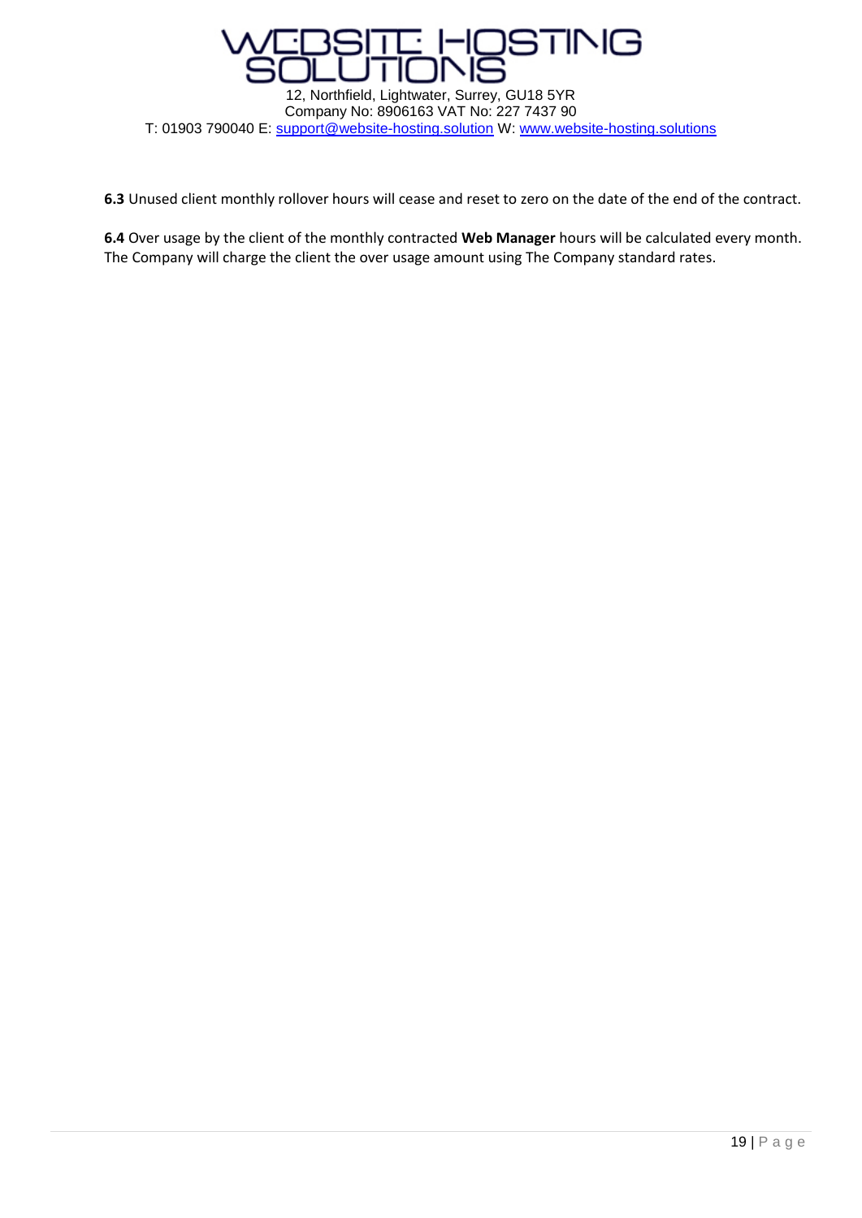**6.3** Unused client monthly rollover hours will cease and reset to zero on the date of the end of the contract.

**6.4** Over usage by the client of the monthly contracted **Web Manager** hours will be calculated every month. The Company will charge the client the over usage amount using The Company standard rates.